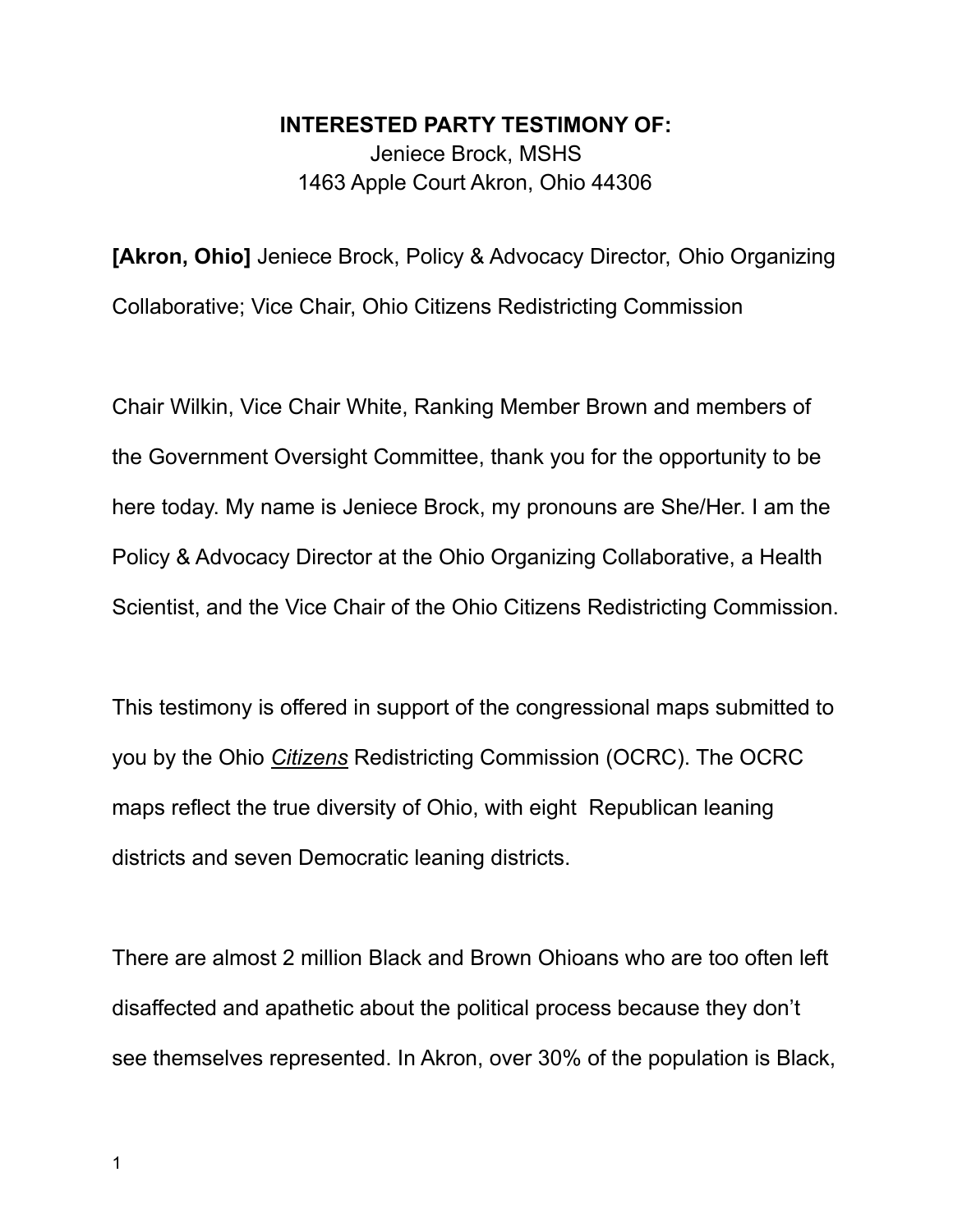**INTERESTED PARTY TESTIMONY OF:**
Jeniece Brock, MSHS
1463 Apple Court Akron, Ohio 44306

**[Akron, Ohio]** Jeniece Brock, Policy & Advocacy Director, Ohio Organizing Collaborative; Vice Chair, Ohio Citizens Redistricting Commission

Chair Wilkin, Vice Chair White, Ranking Member Brown and members of the Government Oversight Committee, thank you for the opportunity to be here today. My name is Jeniece Brock, my pronouns are She/Her. I am the Policy & Advocacy Director at the Ohio Organizing Collaborative, a Health Scientist, and the Vice Chair of the Ohio Citizens Redistricting Commission.

This testimony is offered in support of the congressional maps submitted to you by the Ohio <u>*Citizens*</u> Redistricting Commission (OCRC). The OCRC maps reflect the true diversity of Ohio, with eight Republican leaning districts and seven Democratic leaning districts.

There are almost 2 million Black and Brown Ohioans who are too often left disaffected and apathetic about the political process because they don't see themselves represented. In Akron, over 30% of the population is Black,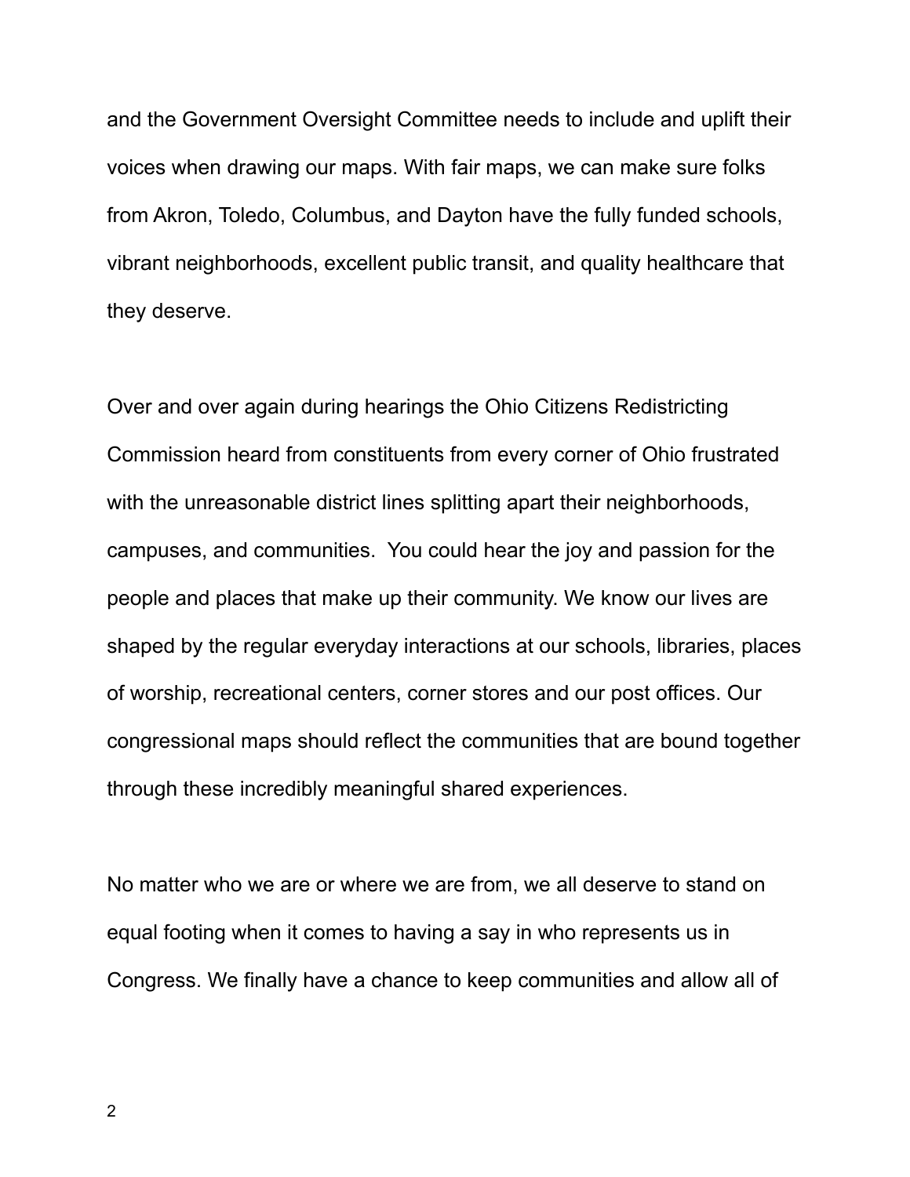and the Government Oversight Committee needs to include and uplift their voices when drawing our maps. With fair maps, we can make sure folks from Akron, Toledo, Columbus, and Dayton have the fully funded schools, vibrant neighborhoods, excellent public transit, and quality healthcare that they deserve.

Over and over again during hearings the Ohio Citizens Redistricting Commission heard from constituents from every corner of Ohio frustrated with the unreasonable district lines splitting apart their neighborhoods, campuses, and communities. You could hear the joy and passion for the people and places that make up their community. We know our lives are shaped by the regular everyday interactions at our schools, libraries, places of worship, recreational centers, corner stores and our post offices. Our congressional maps should reflect the communities that are bound together through these incredibly meaningful shared experiences.

No matter who we are or where we are from, we all deserve to stand on equal footing when it comes to having a say in who represents us in Congress. We finally have a chance to keep communities and allow all of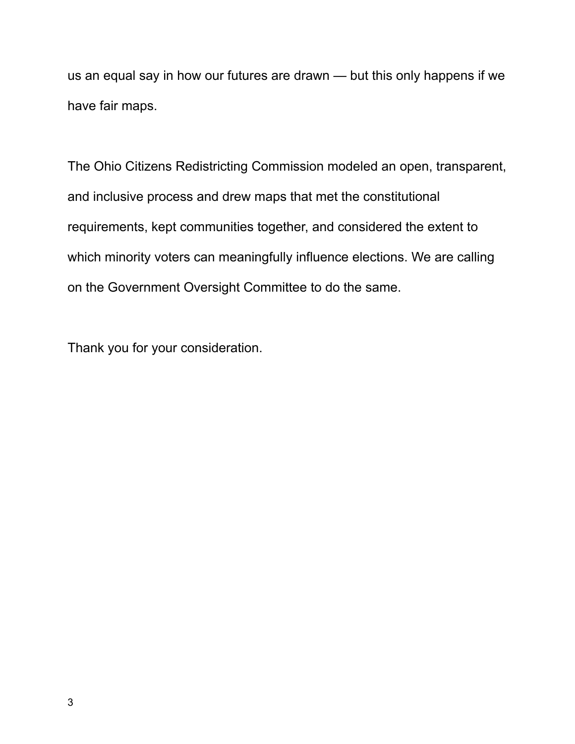us an equal say in how our futures are drawn — but this only happens if we have fair maps.

The Ohio Citizens Redistricting Commission modeled an open, transparent, and inclusive process and drew maps that met the constitutional requirements, kept communities together, and considered the extent to which minority voters can meaningfully influence elections. We are calling on the Government Oversight Committee to do the same.

Thank you for your consideration.